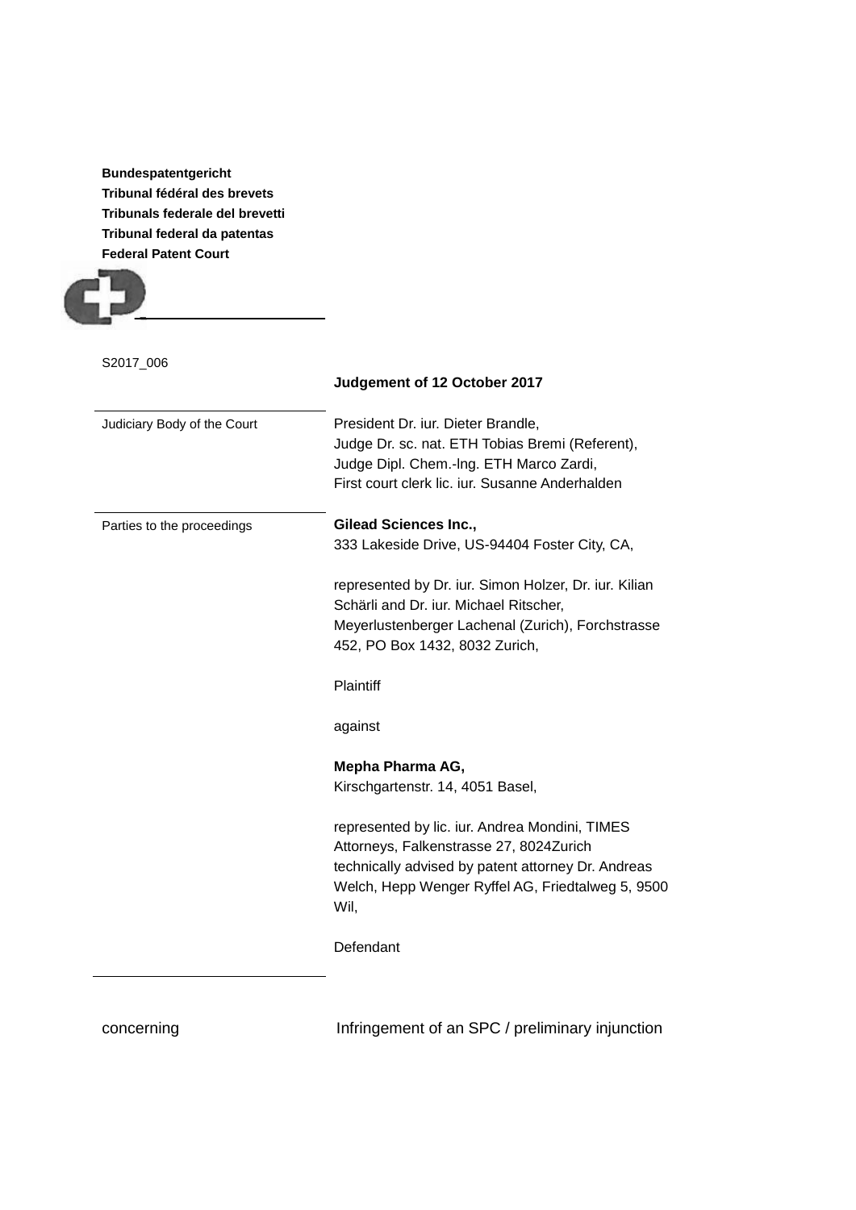**Bundespatentgericht**
**Tribunal fédéral des brevets**
**Tribunals federale del brevetti**
**Tribunal federal da patentas**
**Federal Patent Court**

S2017_006

**Judgement of 12 October 2017**

| | |
|---|---|
| Judiciary Body of the Court | President Dr. iur. Dieter Brandle,<br>Judge Dr. sc. nat. ETH Tobias Bremi (Referent),<br>Judge Dipl. Chem.-lng. ETH Marco Zardi,<br>First court clerk lic. iur. Susanne Anderhalden |
| Parties to the proceedings | **Gilead Sciences Inc.,**<br>333 Lakeside Drive, US-94404 Foster City, CA,<br><br>represented by Dr. iur. Simon Holzer, Dr. iur. Kilian Schärli and Dr. iur. Michael Ritscher, Meyerlustenberger Lachenal (Zurich), Forchstrasse 452, PO Box 1432, 8032 Zurich,<br><br>Plaintiff<br><br>against<br><br>**Mepha Pharma AG,**<br>Kirschgartenstr. 14, 4051 Basel,<br><br>represented by lic. iur. Andrea Mondini, TIMES Attorneys, Falkenstrasse 27, 8024Zurich technically advised by patent attorney Dr. Andreas Welch, Hepp Wenger Ryffel AG, Friedtalweg 5, 9500 Wil,<br><br>Defendant |

concerning Infringement of an SPC / preliminary injunction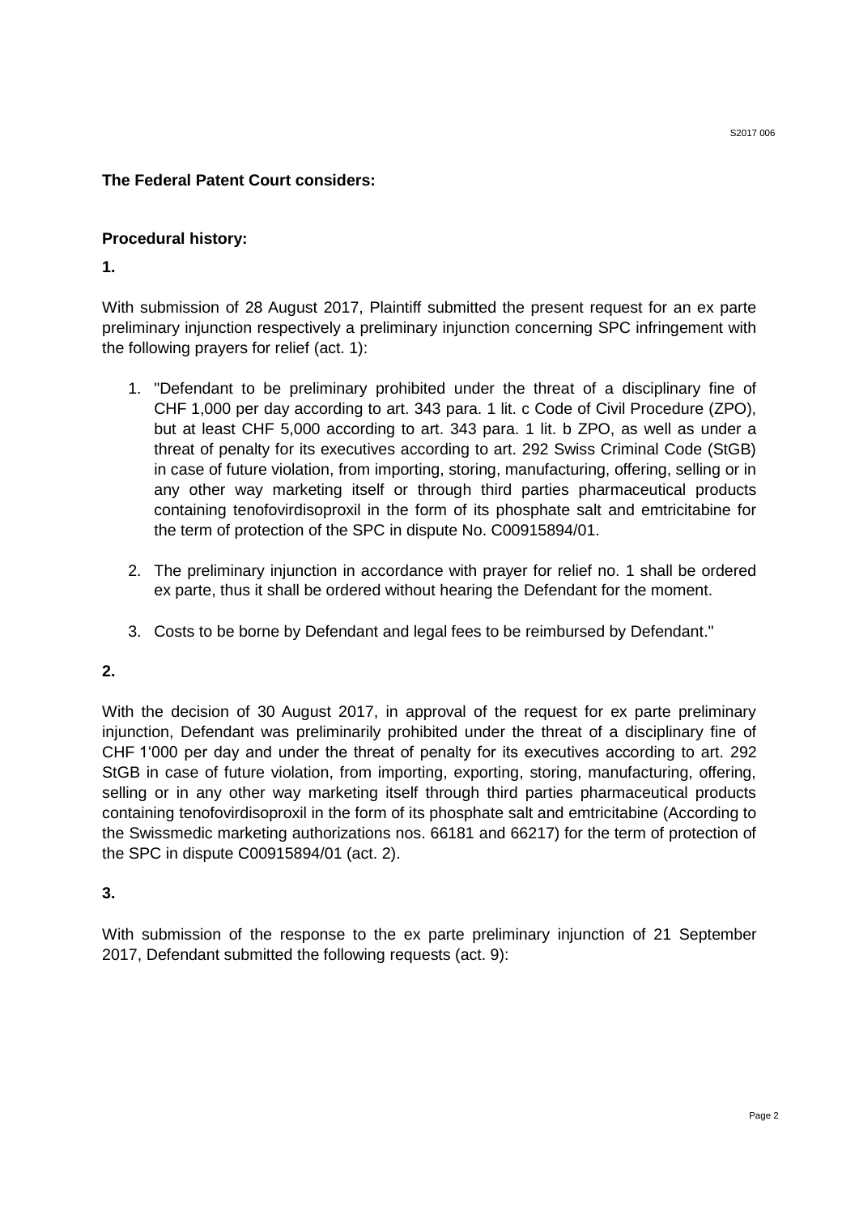**The Federal Patent Court considers:**

**Procedural history:**

**1.**

With submission of 28 August 2017, Plaintiff submitted the present request for an ex parte preliminary injunction respectively a preliminary injunction concerning SPC infringement with the following prayers for relief (act. 1):

1. "Defendant to be preliminary prohibited under the threat of a disciplinary fine of CHF 1,000 per day according to art. 343 para. 1 lit. c Code of Civil Procedure (ZPO), but at least CHF 5,000 according to art. 343 para. 1 lit. b ZPO, as well as under a threat of penalty for its executives according to art. 292 Swiss Criminal Code (StGB) in case of future violation, from importing, storing, manufacturing, offering, selling or in any other way marketing itself or through third parties pharmaceutical products containing tenofovirdisoproxil in the form of its phosphate salt and emtricitabine for the term of protection of the SPC in dispute No. C00915894/01.

2. The preliminary injunction in accordance with prayer for relief no. 1 shall be ordered ex parte, thus it shall be ordered without hearing the Defendant for the moment.

3. Costs to be borne by Defendant and legal fees to be reimbursed by Defendant."

**2.**

With the decision of 30 August 2017, in approval of the request for ex parte preliminary injunction, Defendant was preliminarily prohibited under the threat of a disciplinary fine of CHF 1'000 per day and under the threat of penalty for its executives according to art. 292 StGB in case of future violation, from importing, exporting, storing, manufacturing, offering, selling or in any other way marketing itself through third parties pharmaceutical products containing tenofovirdisoproxil in the form of its phosphate salt and emtricitabine (According to the Swissmedic marketing authorizations nos. 66181 and 66217) for the term of protection of the SPC in dispute C00915894/01 (act. 2).

**3.**

With submission of the response to the ex parte preliminary injunction of 21 September 2017, Defendant submitted the following requests (act. 9):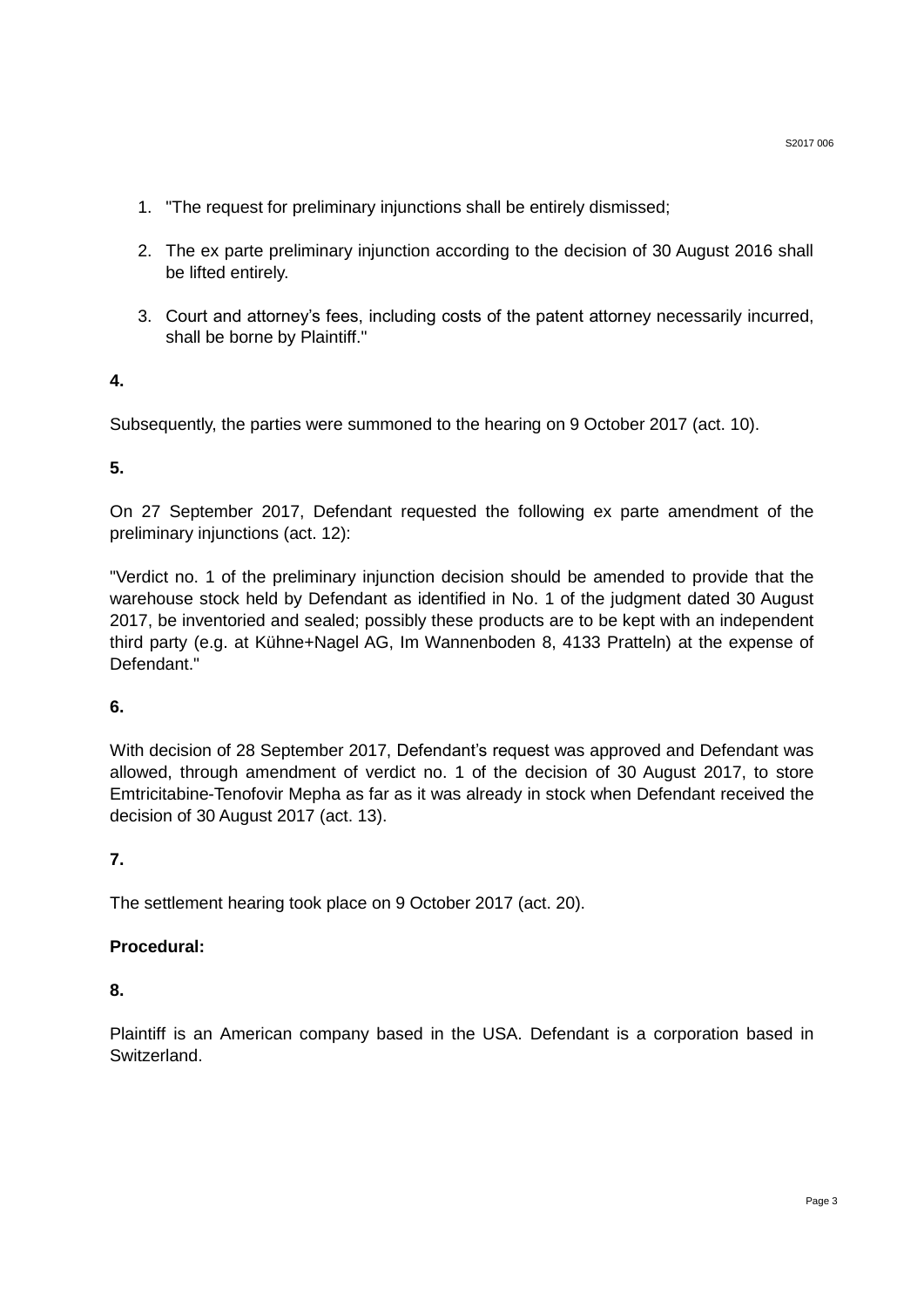1. "The request for preliminary injunctions shall be entirely dismissed;
2. The ex parte preliminary injunction according to the decision of 30 August 2016 shall be lifted entirely.
3. Court and attorney's fees, including costs of the patent attorney necessarily incurred, shall be borne by Plaintiff."

**4.**

Subsequently, the parties were summoned to the hearing on 9 October 2017 (act. 10).

**5.**

On 27 September 2017, Defendant requested the following ex parte amendment of the preliminary injunctions (act. 12):

"Verdict no. 1 of the preliminary injunction decision should be amended to provide that the warehouse stock held by Defendant as identified in No. 1 of the judgment dated 30 August 2017, be inventoried and sealed; possibly these products are to be kept with an independent third party (e.g. at Kühne+Nagel AG, Im Wannenboden 8, 4133 Pratteln) at the expense of Defendant."

**6.**

With decision of 28 September 2017, Defendant's request was approved and Defendant was allowed, through amendment of verdict no. 1 of the decision of 30 August 2017, to store Emtricitabine-Tenofovir Mepha as far as it was already in stock when Defendant received the decision of 30 August 2017 (act. 13).

**7.**

The settlement hearing took place on 9 October 2017 (act. 20).

**Procedural:**

**8.**

Plaintiff is an American company based in the USA. Defendant is a corporation based in Switzerland.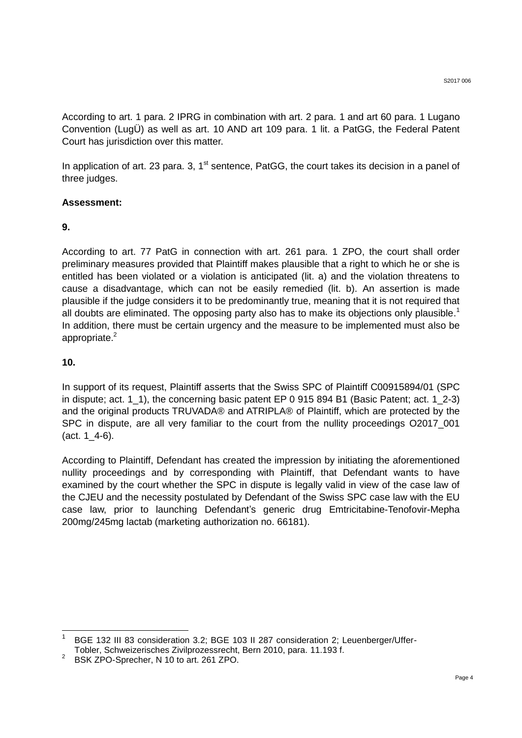According to art. 1 para. 2 IPRG in combination with art. 2 para. 1 and art 60 para. 1 Lugano Convention (LugÜ) as well as art. 10 AND art 109 para. 1 lit. a PatGG, the Federal Patent Court has jurisdiction over this matter.

In application of art. 23 para. 3, 1st sentence, PatGG, the court takes its decision in a panel of three judges.

**Assessment:**

**9.**

According to art. 77 PatG in connection with art. 261 para. 1 ZPO, the court shall order preliminary measures provided that Plaintiff makes plausible that a right to which he or she is entitled has been violated or a violation is anticipated (lit. a) and the violation threatens to cause a disadvantage, which can not be easily remedied (lit. b). An assertion is made plausible if the judge considers it to be predominantly true, meaning that it is not required that all doubts are eliminated. The opposing party also has to make its objections only plausible.[1] In addition, there must be certain urgency and the measure to be implemented must also be appropriate.[2]

**10.**

In support of its request, Plaintiff asserts that the Swiss SPC of Plaintiff C00915894/01 (SPC in dispute; act. 1_1), the concerning basic patent EP 0 915 894 B1 (Basic Patent; act. 1_2-3) and the original products TRUVADA® and ATRIPLA® of Plaintiff, which are protected by the SPC in dispute, are all very familiar to the court from the nullity proceedings O2017_001 (act. 1_4-6).

According to Plaintiff, Defendant has created the impression by initiating the aforementioned nullity proceedings and by corresponding with Plaintiff, that Defendant wants to have examined by the court whether the SPC in dispute is legally valid in view of the case law of the CJEU and the necessity postulated by Defendant of the Swiss SPC case law with the EU case law, prior to launching Defendant's generic drug Emtricitabine-Tenofovir-Mepha 200mg/245mg lactab (marketing authorization no. 66181).

---

[1] BGE 132 III 83 consideration 3.2; BGE 103 II 287 consideration 2; Leuenberger/Uffer-Tobler, Schweizerisches Zivilprozessrecht, Bern 2010, para. 11.193 f.

[2] BSK ZPO-Sprecher, N 10 to art. 261 ZPO.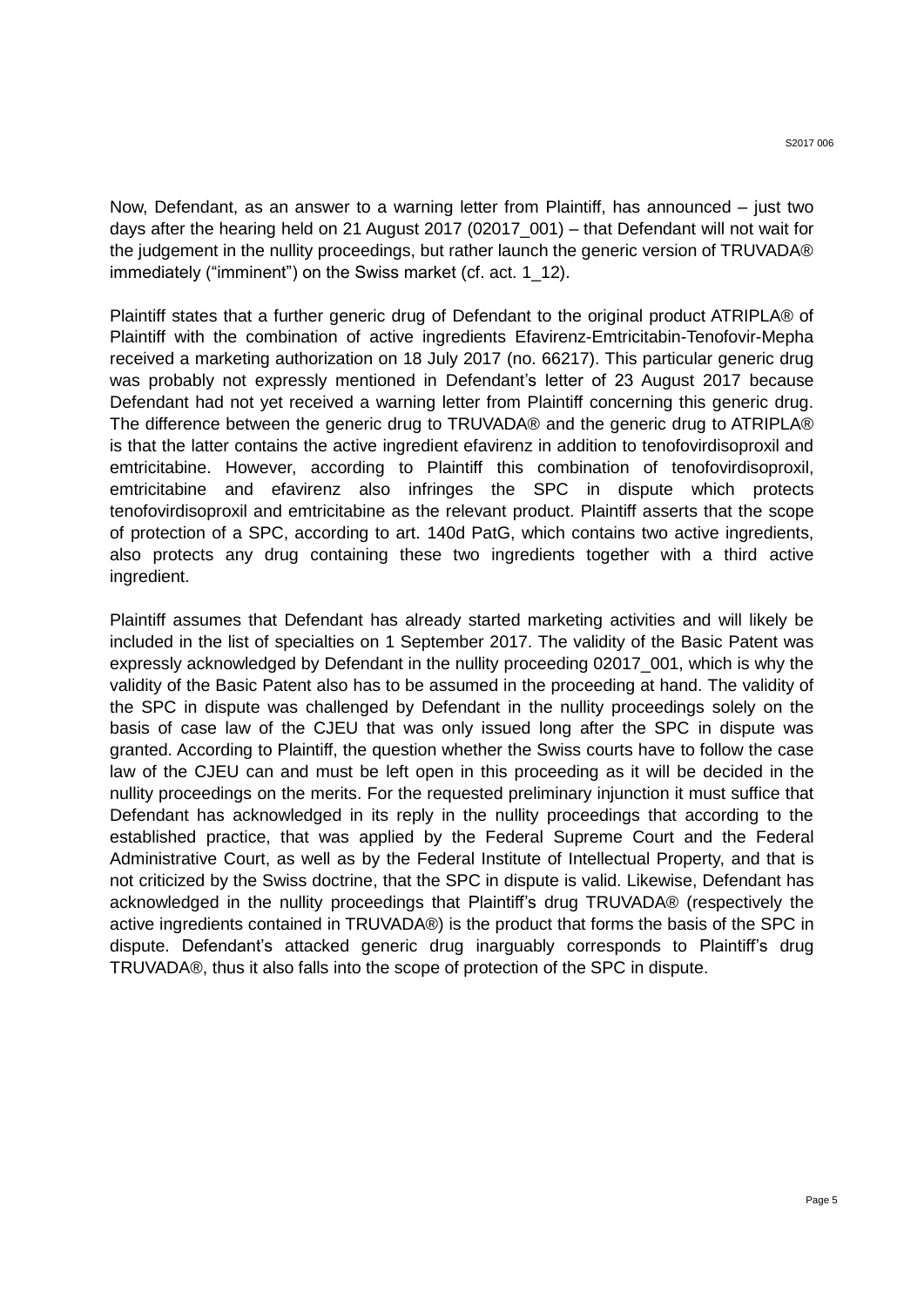Now, Defendant, as an answer to a warning letter from Plaintiff, has announced – just two days after the hearing held on 21 August 2017 (02017_001) – that Defendant will not wait for the judgement in the nullity proceedings, but rather launch the generic version of TRUVADA® immediately ("imminent") on the Swiss market (cf. act. 1_12).

Plaintiff states that a further generic drug of Defendant to the original product ATRIPLA® of Plaintiff with the combination of active ingredients Efavirenz-Emtricitabin-Tenofovir-Mepha received a marketing authorization on 18 July 2017 (no. 66217). This particular generic drug was probably not expressly mentioned in Defendant's letter of 23 August 2017 because Defendant had not yet received a warning letter from Plaintiff concerning this generic drug. The difference between the generic drug to TRUVADA® and the generic drug to ATRIPLA® is that the latter contains the active ingredient efavirenz in addition to tenofovirdisoproxil and emtricitabine. However, according to Plaintiff this combination of tenofovirdisoproxil, emtricitabine and efavirenz also infringes the SPC in dispute which protects tenofovirdisoproxil and emtricitabine as the relevant product. Plaintiff asserts that the scope of protection of a SPC, according to art. 140d PatG, which contains two active ingredients, also protects any drug containing these two ingredients together with a third active ingredient.

Plaintiff assumes that Defendant has already started marketing activities and will likely be included in the list of specialties on 1 September 2017. The validity of the Basic Patent was expressly acknowledged by Defendant in the nullity proceeding 02017_001, which is why the validity of the Basic Patent also has to be assumed in the proceeding at hand. The validity of the SPC in dispute was challenged by Defendant in the nullity proceedings solely on the basis of case law of the CJEU that was only issued long after the SPC in dispute was granted. According to Plaintiff, the question whether the Swiss courts have to follow the case law of the CJEU can and must be left open in this proceeding as it will be decided in the nullity proceedings on the merits. For the requested preliminary injunction it must suffice that Defendant has acknowledged in its reply in the nullity proceedings that according to the established practice, that was applied by the Federal Supreme Court and the Federal Administrative Court, as well as by the Federal Institute of Intellectual Property, and that is not criticized by the Swiss doctrine, that the SPC in dispute is valid. Likewise, Defendant has acknowledged in the nullity proceedings that Plaintiff's drug TRUVADA® (respectively the active ingredients contained in TRUVADA®) is the product that forms the basis of the SPC in dispute. Defendant's attacked generic drug inarguably corresponds to Plaintiff's drug TRUVADA®, thus it also falls into the scope of protection of the SPC in dispute.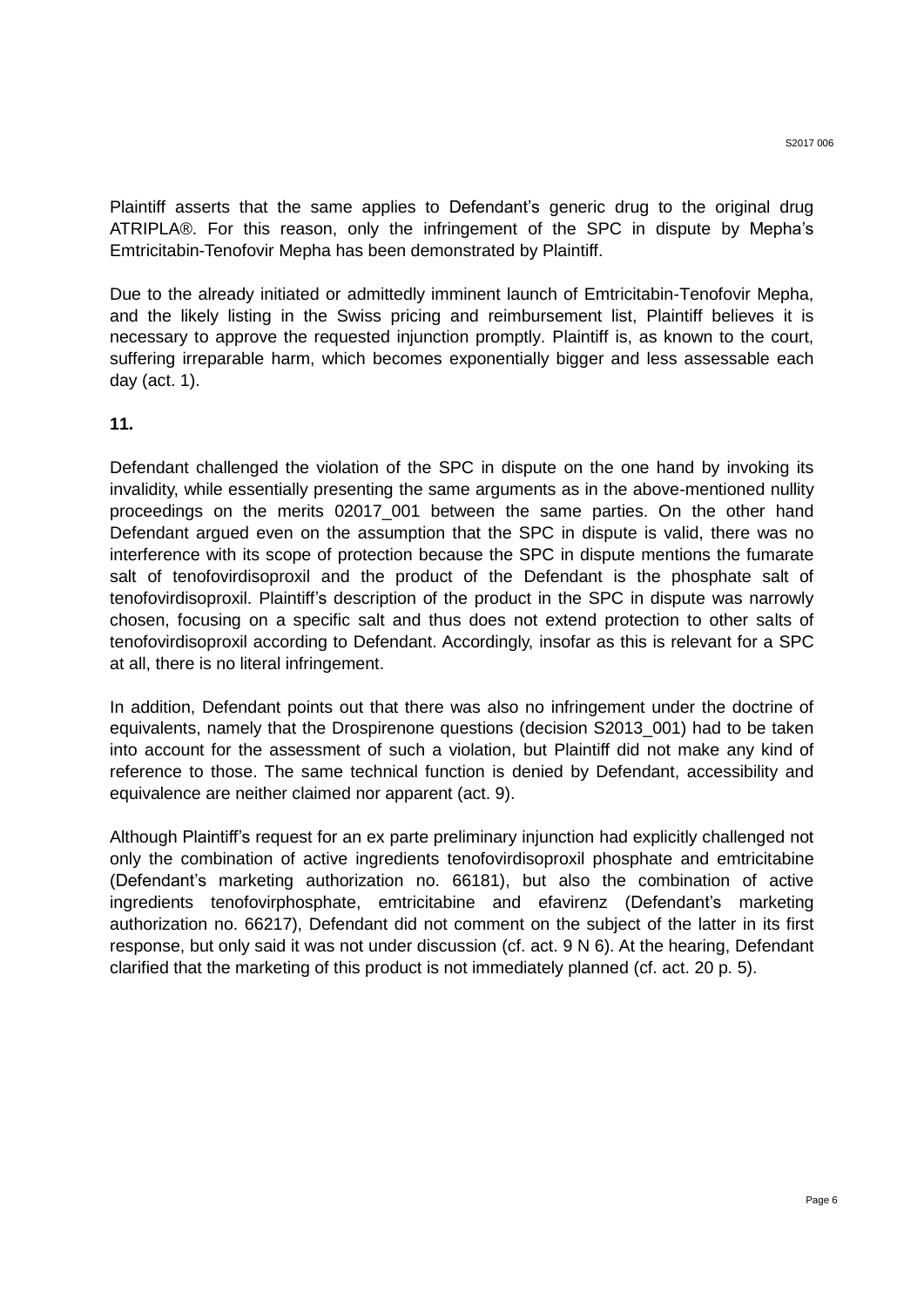Plaintiff asserts that the same applies to Defendant's generic drug to the original drug ATRIPLA®. For this reason, only the infringement of the SPC in dispute by Mepha's Emtricitabin-Tenofovir Mepha has been demonstrated by Plaintiff.

Due to the already initiated or admittedly imminent launch of Emtricitabin-Tenofovir Mepha, and the likely listing in the Swiss pricing and reimbursement list, Plaintiff believes it is necessary to approve the requested injunction promptly. Plaintiff is, as known to the court, suffering irreparable harm, which becomes exponentially bigger and less assessable each day (act. 1).

**11.**

Defendant challenged the violation of the SPC in dispute on the one hand by invoking its invalidity, while essentially presenting the same arguments as in the above-mentioned nullity proceedings on the merits 02017_001 between the same parties. On the other hand Defendant argued even on the assumption that the SPC in dispute is valid, there was no interference with its scope of protection because the SPC in dispute mentions the fumarate salt of tenofovirdisoproxil and the product of the Defendant is the phosphate salt of tenofovirdisoproxil. Plaintiff's description of the product in the SPC in dispute was narrowly chosen, focusing on a specific salt and thus does not extend protection to other salts of tenofovirdisoproxil according to Defendant. Accordingly, insofar as this is relevant for a SPC at all, there is no literal infringement.

In addition, Defendant points out that there was also no infringement under the doctrine of equivalents, namely that the Drospirenone questions (decision S2013_001) had to be taken into account for the assessment of such a violation, but Plaintiff did not make any kind of reference to those. The same technical function is denied by Defendant, accessibility and equivalence are neither claimed nor apparent (act. 9).

Although Plaintiff's request for an ex parte preliminary injunction had explicitly challenged not only the combination of active ingredients tenofovirdisoproxil phosphate and emtricitabine (Defendant's marketing authorization no. 66181), but also the combination of active ingredients tenofovirphosphate, emtricitabine and efavirenz (Defendant's marketing authorization no. 66217), Defendant did not comment on the subject of the latter in its first response, but only said it was not under discussion (cf. act. 9 N 6). At the hearing, Defendant clarified that the marketing of this product is not immediately planned (cf. act. 20 p. 5).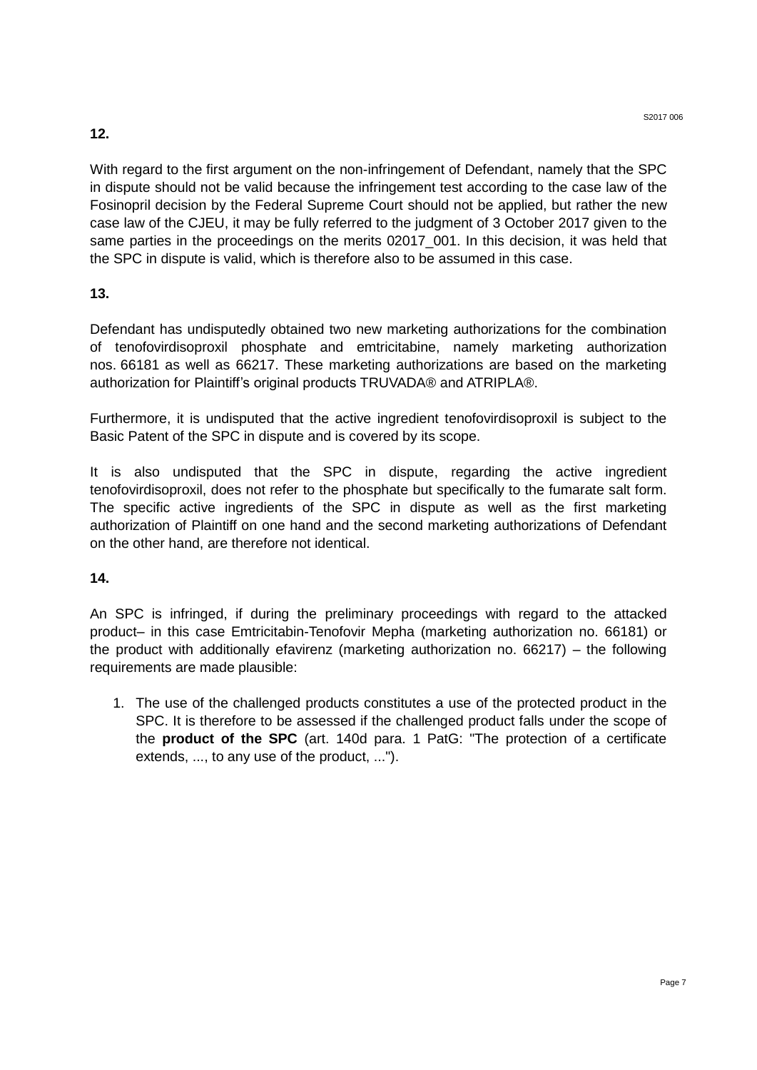**12.**

With regard to the first argument on the non-infringement of Defendant, namely that the SPC in dispute should not be valid because the infringement test according to the case law of the Fosinopril decision by the Federal Supreme Court should not be applied, but rather the new case law of the CJEU, it may be fully referred to the judgment of 3 October 2017 given to the same parties in the proceedings on the merits 02017_001. In this decision, it was held that the SPC in dispute is valid, which is therefore also to be assumed in this case.

**13.**

Defendant has undisputedly obtained two new marketing authorizations for the combination of tenofovirdisoproxil phosphate and emtricitabine, namely marketing authorization nos. 66181 as well as 66217. These marketing authorizations are based on the marketing authorization for Plaintiff's original products TRUVADA® and ATRIPLA®.

Furthermore, it is undisputed that the active ingredient tenofovirdisoproxil is subject to the Basic Patent of the SPC in dispute and is covered by its scope.

It is also undisputed that the SPC in dispute, regarding the active ingredient tenofovirdisoproxil, does not refer to the phosphate but specifically to the fumarate salt form. The specific active ingredients of the SPC in dispute as well as the first marketing authorization of Plaintiff on one hand and the second marketing authorizations of Defendant on the other hand, are therefore not identical.

**14.**

An SPC is infringed, if during the preliminary proceedings with regard to the attacked product– in this case Emtricitabin-Tenofovir Mepha (marketing authorization no. 66181) or the product with additionally efavirenz (marketing authorization no. 66217) – the following requirements are made plausible:

1. The use of the challenged products constitutes a use of the protected product in the SPC. It is therefore to be assessed if the challenged product falls under the scope of the **product of the SPC** (art. 140d para. 1 PatG: "The protection of a certificate extends, ..., to any use of the product, ...").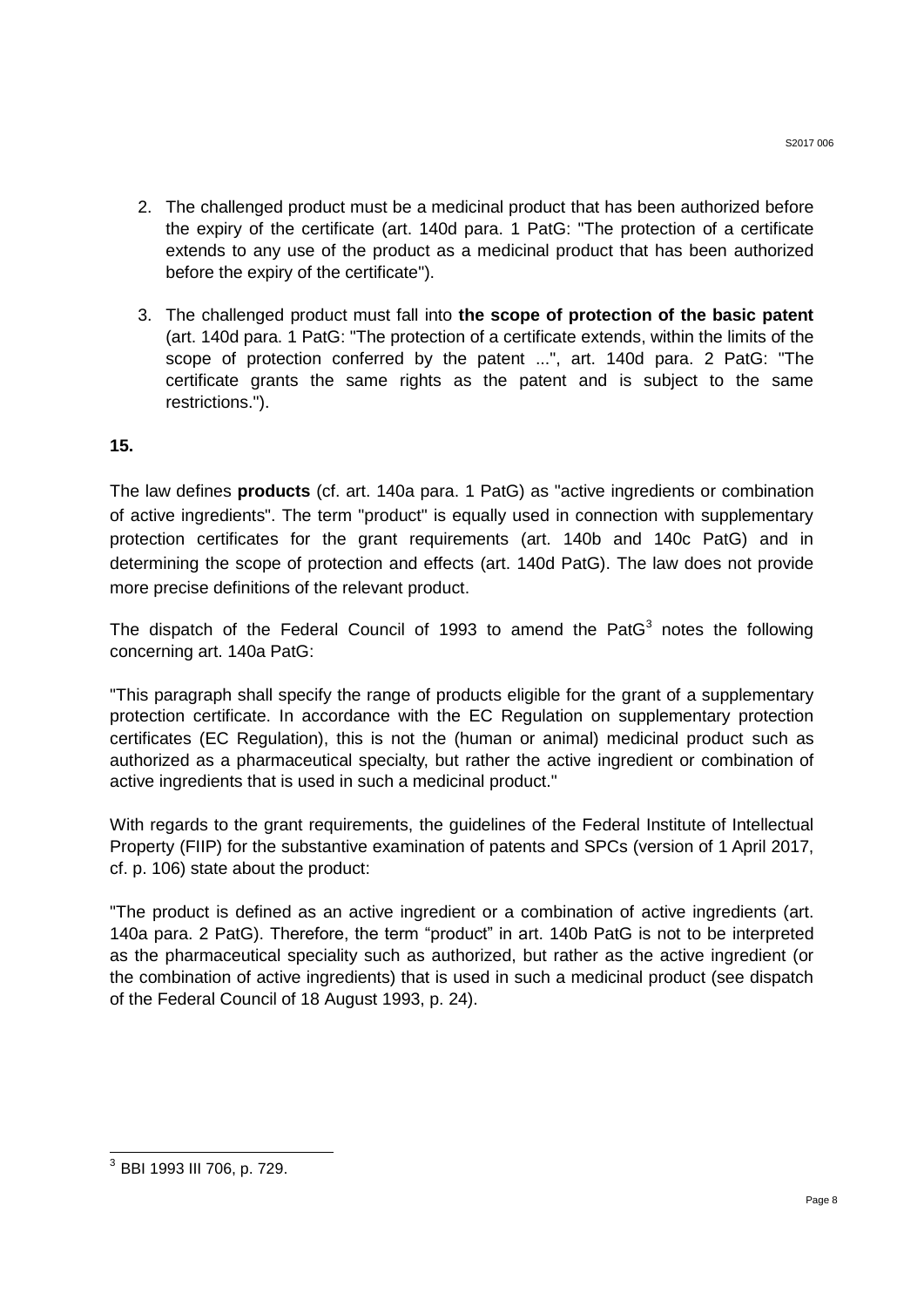2. The challenged product must be a medicinal product that has been authorized before the expiry of the certificate (art. 140d para. 1 PatG: "The protection of a certificate extends to any use of the product as a medicinal product that has been authorized before the expiry of the certificate").

3. The challenged product must fall into **the scope of protection of the basic patent** (art. 140d para. 1 PatG: "The protection of a certificate extends, within the limits of the scope of protection conferred by the patent ...", art. 140d para. 2 PatG: "The certificate grants the same rights as the patent and is subject to the same restrictions.").

**15.**

The law defines **products** (cf. art. 140a para. 1 PatG) as "active ingredients or combination of active ingredients". The term "product" is equally used in connection with supplementary protection certificates for the grant requirements (art. 140b and 140c PatG) and in determining the scope of protection and effects (art. 140d PatG). The law does not provide more precise definitions of the relevant product.

The dispatch of the Federal Council of 1993 to amend the PatG[3] notes the following concerning art. 140a PatG:

"This paragraph shall specify the range of products eligible for the grant of a supplementary protection certificate. In accordance with the EC Regulation on supplementary protection certificates (EC Regulation), this is not the (human or animal) medicinal product such as authorized as a pharmaceutical specialty, but rather the active ingredient or combination of active ingredients that is used in such a medicinal product."

With regards to the grant requirements, the guidelines of the Federal Institute of Intellectual Property (FIIP) for the substantive examination of patents and SPCs (version of 1 April 2017, cf. p. 106) state about the product:

"The product is defined as an active ingredient or a combination of active ingredients (art. 140a para. 2 PatG). Therefore, the term "product" in art. 140b PatG is not to be interpreted as the pharmaceutical speciality such as authorized, but rather as the active ingredient (or the combination of active ingredients) that is used in such a medicinal product (see dispatch of the Federal Council of 18 August 1993, p. 24).

[3] BBl 1993 III 706, p. 729.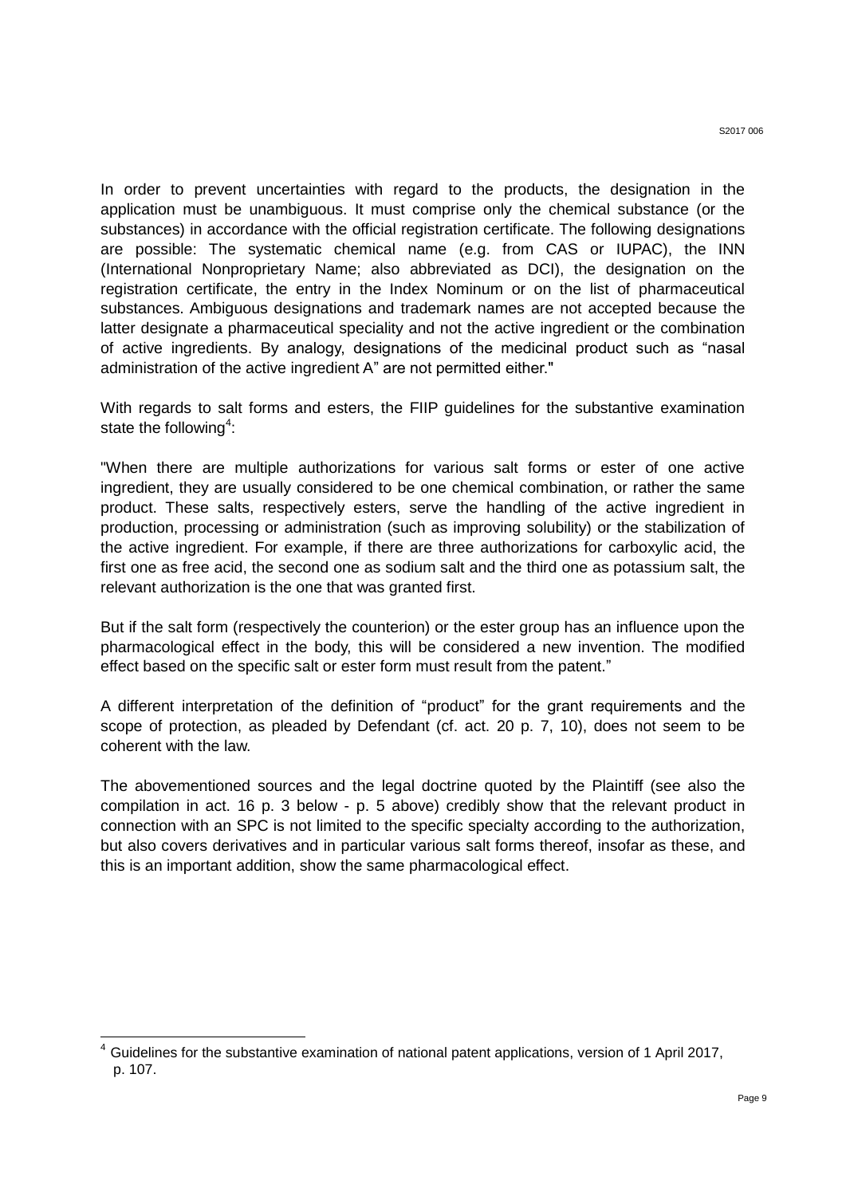In order to prevent uncertainties with regard to the products, the designation in the application must be unambiguous. It must comprise only the chemical substance (or the substances) in accordance with the official registration certificate. The following designations are possible: The systematic chemical name (e.g. from CAS or IUPAC), the INN (International Nonproprietary Name; also abbreviated as DCI), the designation on the registration certificate, the entry in the Index Nominum or on the list of pharmaceutical substances. Ambiguous designations and trademark names are not accepted because the latter designate a pharmaceutical speciality and not the active ingredient or the combination of active ingredients. By analogy, designations of the medicinal product such as “nasal administration of the active ingredient A” are not permitted either."

With regards to salt forms and esters, the FIIP guidelines for the substantive examination state the following[4]:

"When there are multiple authorizations for various salt forms or ester of one active ingredient, they are usually considered to be one chemical combination, or rather the same product. These salts, respectively esters, serve the handling of the active ingredient in production, processing or administration (such as improving solubility) or the stabilization of the active ingredient. For example, if there are three authorizations for carboxylic acid, the first one as free acid, the second one as sodium salt and the third one as potassium salt, the relevant authorization is the one that was granted first.

But if the salt form (respectively the counterion) or the ester group has an influence upon the pharmacological effect in the body, this will be considered a new invention. The modified effect based on the specific salt or ester form must result from the patent.”

A different interpretation of the definition of “product” for the grant requirements and the scope of protection, as pleaded by Defendant (cf. act. 20 p. 7, 10), does not seem to be coherent with the law.

The abovementioned sources and the legal doctrine quoted by the Plaintiff (see also the compilation in act. 16 p. 3 below - p. 5 above) credibly show that the relevant product in connection with an SPC is not limited to the specific specialty according to the authorization, but also covers derivatives and in particular various salt forms thereof, insofar as these, and this is an important addition, show the same pharmacological effect.

---

[4] Guidelines for the substantive examination of national patent applications, version of 1 April 2017, p. 107.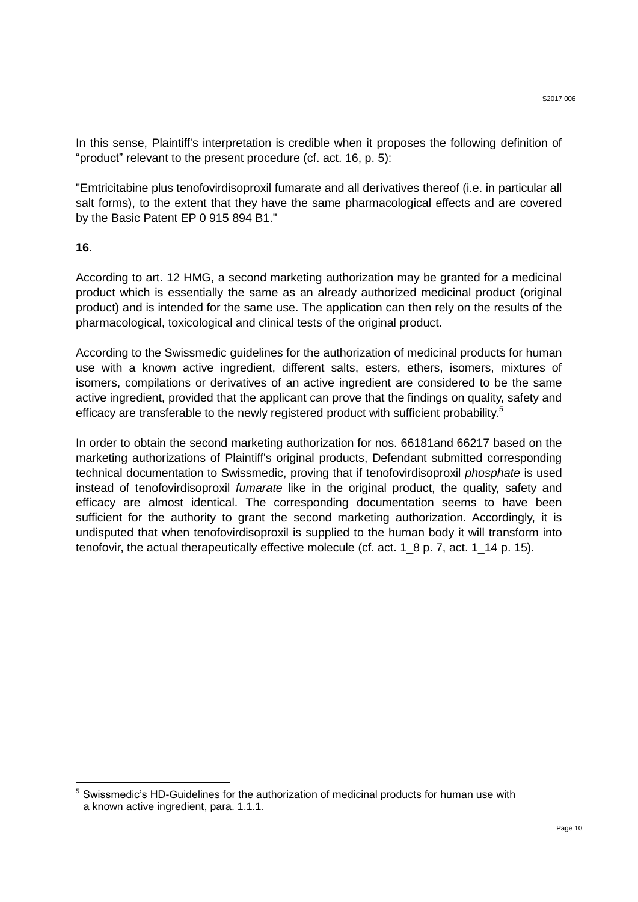In this sense, Plaintiff's interpretation is credible when it proposes the following definition of “product” relevant to the present procedure (cf. act. 16, p. 5):

"Emtricitabine plus tenofovirdisoproxil fumarate and all derivatives thereof (i.e. in particular all salt forms), to the extent that they have the same pharmacological effects and are covered by the Basic Patent EP 0 915 894 B1."

**16.**

According to art. 12 HMG, a second marketing authorization may be granted for a medicinal product which is essentially the same as an already authorized medicinal product (original product) and is intended for the same use. The application can then rely on the results of the pharmacological, toxicological and clinical tests of the original product.

According to the Swissmedic guidelines for the authorization of medicinal products for human use with a known active ingredient, different salts, esters, ethers, isomers, mixtures of isomers, compilations or derivatives of an active ingredient are considered to be the same active ingredient, provided that the applicant can prove that the findings on quality, safety and efficacy are transferable to the newly registered product with sufficient probability.[5]

In order to obtain the second marketing authorization for nos. 66181and 66217 based on the marketing authorizations of Plaintiff's original products, Defendant submitted corresponding technical documentation to Swissmedic, proving that if tenofovirdisoproxil *phosphate* is used instead of tenofovirdisoproxil *fumarate* like in the original product, the quality, safety and efficacy are almost identical. The corresponding documentation seems to have been sufficient for the authority to grant the second marketing authorization. Accordingly, it is undisputed that when tenofovirdisoproxil is supplied to the human body it will transform into tenofovir, the actual therapeutically effective molecule (cf. act. 1_8 p. 7, act. 1_14 p. 15).

[5] Swissmedic’s HD-Guidelines for the authorization of medicinal products for human use with a known active ingredient, para. 1.1.1.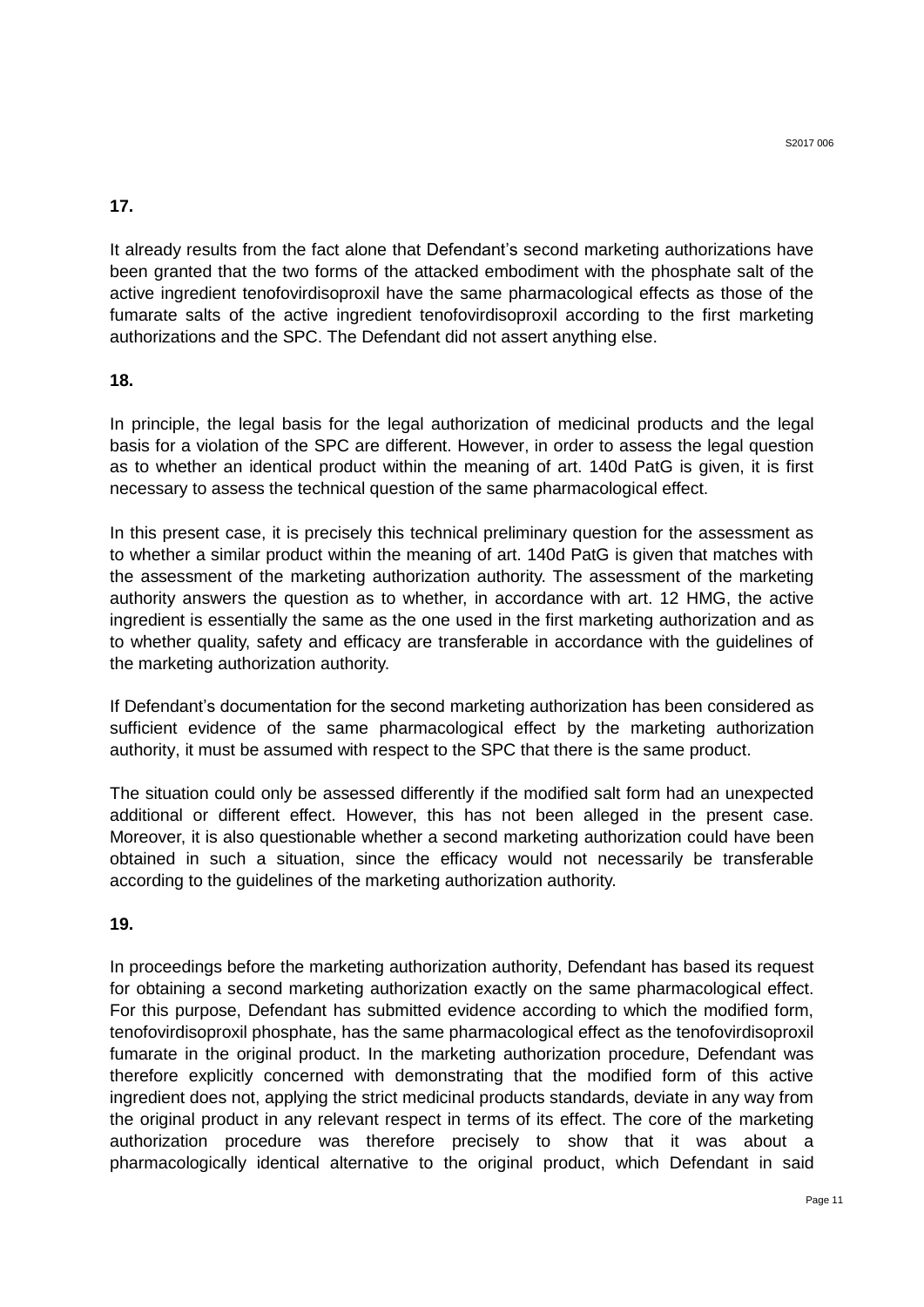**17.**

It already results from the fact alone that Defendant's second marketing authorizations have been granted that the two forms of the attacked embodiment with the phosphate salt of the active ingredient tenofovirdisoproxil have the same pharmacological effects as those of the fumarate salts of the active ingredient tenofovirdisoproxil according to the first marketing authorizations and the SPC. The Defendant did not assert anything else.

**18.**

In principle, the legal basis for the legal authorization of medicinal products and the legal basis for a violation of the SPC are different. However, in order to assess the legal question as to whether an identical product within the meaning of art. 140d PatG is given, it is first necessary to assess the technical question of the same pharmacological effect.

In this present case, it is precisely this technical preliminary question for the assessment as to whether a similar product within the meaning of art. 140d PatG is given that matches with the assessment of the marketing authorization authority. The assessment of the marketing authority answers the question as to whether, in accordance with art. 12 HMG, the active ingredient is essentially the same as the one used in the first marketing authorization and as to whether quality, safety and efficacy are transferable in accordance with the guidelines of the marketing authorization authority.

If Defendant's documentation for the second marketing authorization has been considered as sufficient evidence of the same pharmacological effect by the marketing authorization authority, it must be assumed with respect to the SPC that there is the same product.

The situation could only be assessed differently if the modified salt form had an unexpected additional or different effect. However, this has not been alleged in the present case. Moreover, it is also questionable whether a second marketing authorization could have been obtained in such a situation, since the efficacy would not necessarily be transferable according to the guidelines of the marketing authorization authority.

**19.**

In proceedings before the marketing authorization authority, Defendant has based its request for obtaining a second marketing authorization exactly on the same pharmacological effect. For this purpose, Defendant has submitted evidence according to which the modified form, tenofovirdisoproxil phosphate, has the same pharmacological effect as the tenofovirdisoproxil fumarate in the original product. In the marketing authorization procedure, Defendant was therefore explicitly concerned with demonstrating that the modified form of this active ingredient does not, applying the strict medicinal products standards, deviate in any way from the original product in any relevant respect in terms of its effect. The core of the marketing authorization procedure was therefore precisely to show that it was about a pharmacologically identical alternative to the original product, which Defendant in said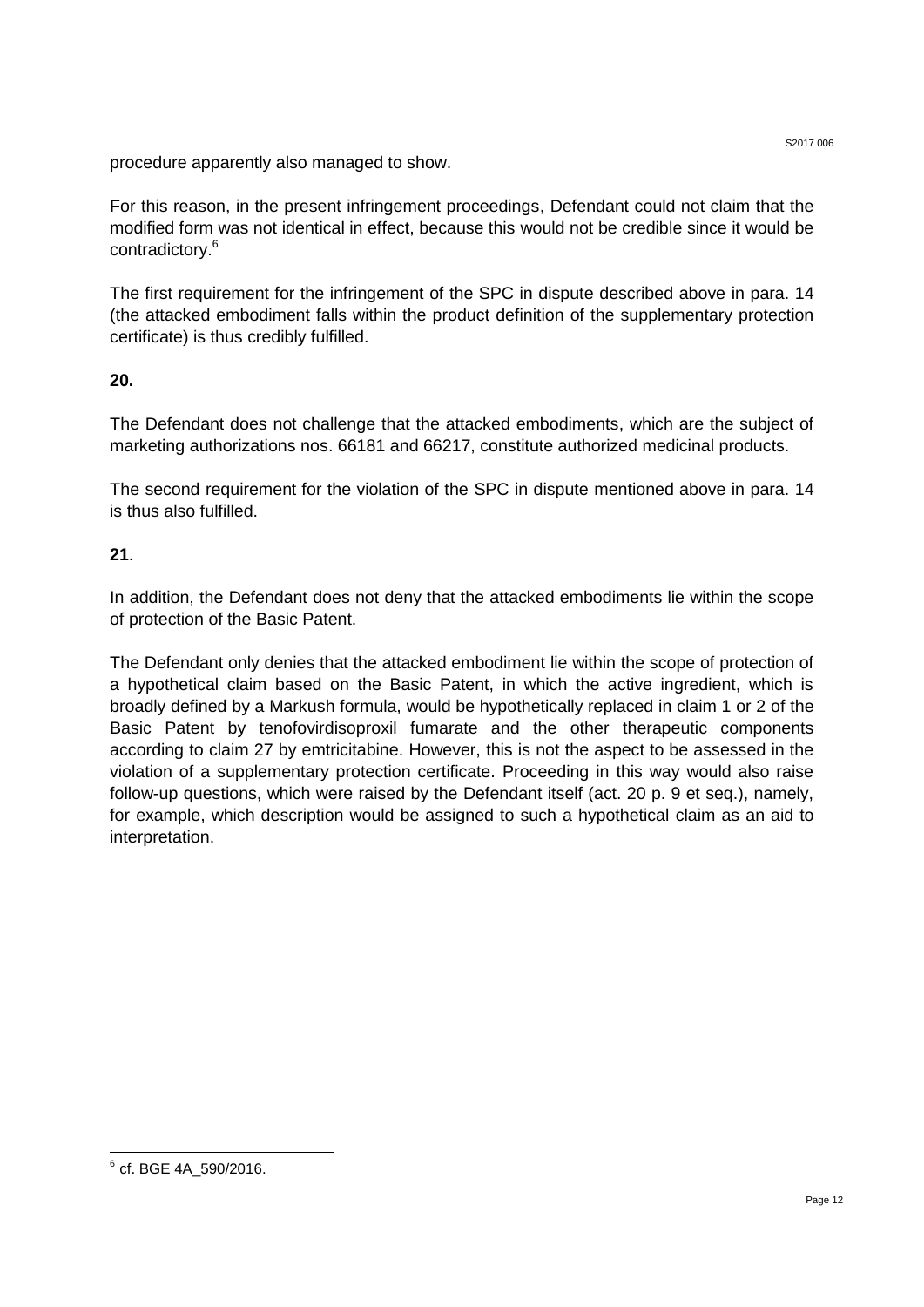procedure apparently also managed to show.

For this reason, in the present infringement proceedings, Defendant could not claim that the modified form was not identical in effect, because this would not be credible since it would be contradictory.[6]

The first requirement for the infringement of the SPC in dispute described above in para. 14 (the attacked embodiment falls within the product definition of the supplementary protection certificate) is thus credibly fulfilled.

**20.**

The Defendant does not challenge that the attacked embodiments, which are the subject of marketing authorizations nos. 66181 and 66217, constitute authorized medicinal products.

The second requirement for the violation of the SPC in dispute mentioned above in para. 14 is thus also fulfilled.

**21**.

In addition, the Defendant does not deny that the attacked embodiments lie within the scope of protection of the Basic Patent.

The Defendant only denies that the attacked embodiment lie within the scope of protection of a hypothetical claim based on the Basic Patent, in which the active ingredient, which is broadly defined by a Markush formula, would be hypothetically replaced in claim 1 or 2 of the Basic Patent by tenofovirdisoproxil fumarate and the other therapeutic components according to claim 27 by emtricitabine. However, this is not the aspect to be assessed in the violation of a supplementary protection certificate. Proceeding in this way would also raise follow-up questions, which were raised by the Defendant itself (act. 20 p. 9 et seq.), namely, for example, which description would be assigned to such a hypothetical claim as an aid to interpretation.

---

[6] cf. BGE 4A_590/2016.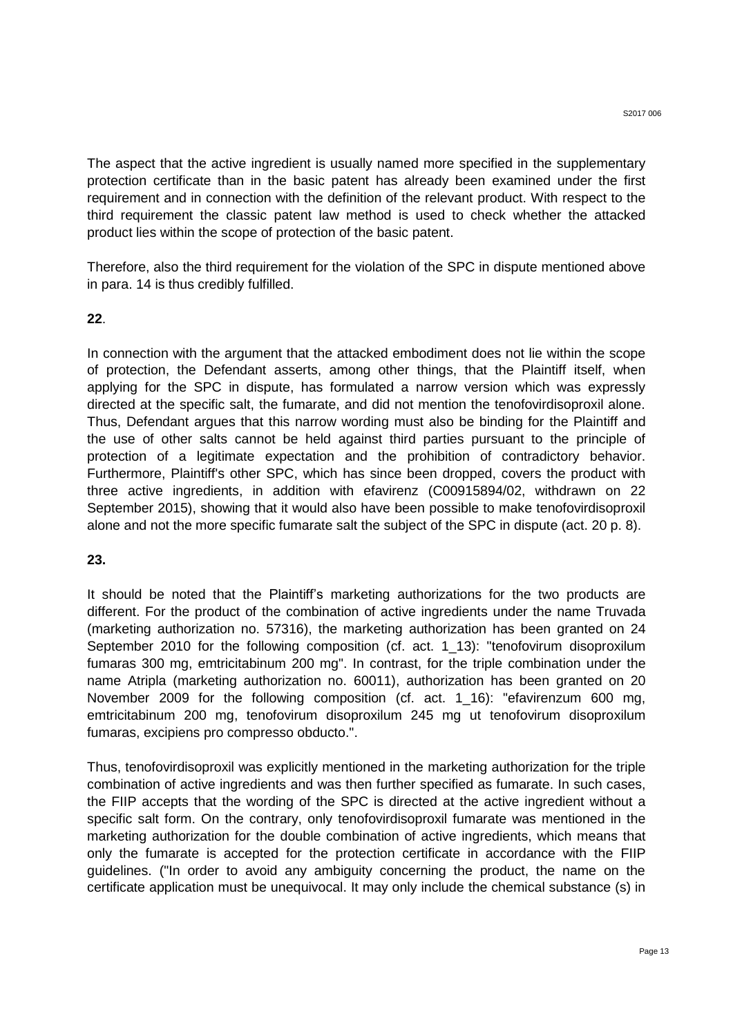The aspect that the active ingredient is usually named more specified in the supplementary protection certificate than in the basic patent has already been examined under the first requirement and in connection with the definition of the relevant product. With respect to the third requirement the classic patent law method is used to check whether the attacked product lies within the scope of protection of the basic patent.

Therefore, also the third requirement for the violation of the SPC in dispute mentioned above in para. 14 is thus credibly fulfilled.

**22**.

In connection with the argument that the attacked embodiment does not lie within the scope of protection, the Defendant asserts, among other things, that the Plaintiff itself, when applying for the SPC in dispute, has formulated a narrow version which was expressly directed at the specific salt, the fumarate, and did not mention the tenofovirdisoproxil alone. Thus, Defendant argues that this narrow wording must also be binding for the Plaintiff and the use of other salts cannot be held against third parties pursuant to the principle of protection of a legitimate expectation and the prohibition of contradictory behavior. Furthermore, Plaintiff's other SPC, which has since been dropped, covers the product with three active ingredients, in addition with efavirenz (C00915894/02, withdrawn on 22 September 2015), showing that it would also have been possible to make tenofovirdisoproxil alone and not the more specific fumarate salt the subject of the SPC in dispute (act. 20 p. 8).

**23.**

It should be noted that the Plaintiff's marketing authorizations for the two products are different. For the product of the combination of active ingredients under the name Truvada (marketing authorization no. 57316), the marketing authorization has been granted on 24 September 2010 for the following composition (cf. act. 1_13): "tenofovirum disoproxilum fumaras 300 mg, emtricitabinum 200 mg". In contrast, for the triple combination under the name Atripla (marketing authorization no. 60011), authorization has been granted on 20 November 2009 for the following composition (cf. act. 1_16): "efavirenzum 600 mg, emtricitabinum 200 mg, tenofovirum disoproxilum 245 mg ut tenofovirum disoproxilum fumaras, excipiens pro compresso obducto.".

Thus, tenofovirdisoproxil was explicitly mentioned in the marketing authorization for the triple combination of active ingredients and was then further specified as fumarate. In such cases, the FIIP accepts that the wording of the SPC is directed at the active ingredient without a specific salt form. On the contrary, only tenofovirdisoproxil fumarate was mentioned in the marketing authorization for the double combination of active ingredients, which means that only the fumarate is accepted for the protection certificate in accordance with the FIIP guidelines. ("In order to avoid any ambiguity concerning the product, the name on the certificate application must be unequivocal. It may only include the chemical substance (s) in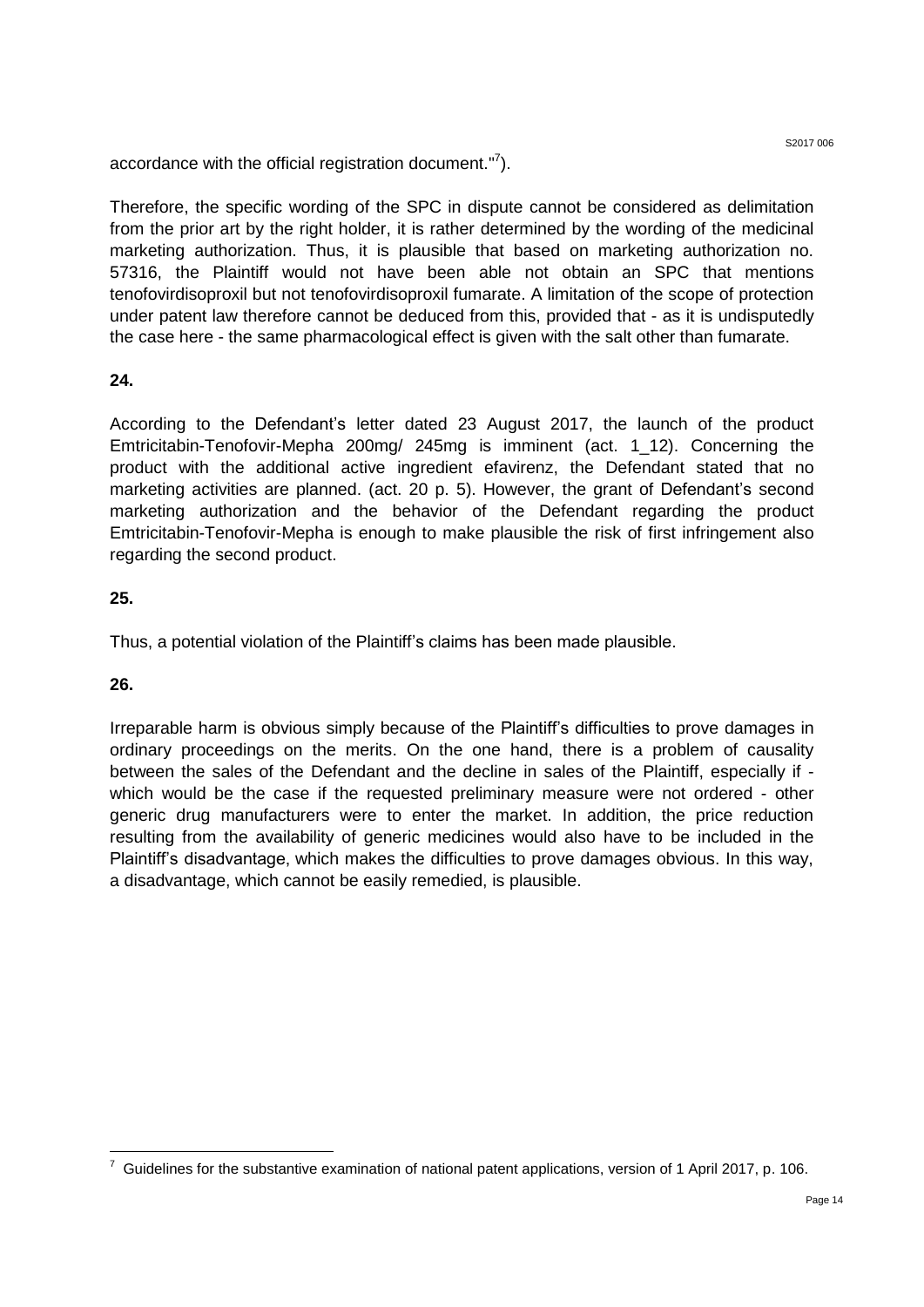accordance with the official registration document."[7]).

Therefore, the specific wording of the SPC in dispute cannot be considered as delimitation from the prior art by the right holder, it is rather determined by the wording of the medicinal marketing authorization. Thus, it is plausible that based on marketing authorization no. 57316, the Plaintiff would not have been able not obtain an SPC that mentions tenofovirdisoproxil but not tenofovirdisoproxil fumarate. A limitation of the scope of protection under patent law therefore cannot be deduced from this, provided that - as it is undisputedly the case here - the same pharmacological effect is given with the salt other than fumarate.

**24.**

According to the Defendant's letter dated 23 August 2017, the launch of the product Emtricitabin-Tenofovir-Mepha 200mg/ 245mg is imminent (act. 1_12). Concerning the product with the additional active ingredient efavirenz, the Defendant stated that no marketing activities are planned. (act. 20 p. 5). However, the grant of Defendant's second marketing authorization and the behavior of the Defendant regarding the product Emtricitabin-Tenofovir-Mepha is enough to make plausible the risk of first infringement also regarding the second product.

**25.**

Thus, a potential violation of the Plaintiff's claims has been made plausible.

**26.**

Irreparable harm is obvious simply because of the Plaintiff's difficulties to prove damages in ordinary proceedings on the merits. On the one hand, there is a problem of causality between the sales of the Defendant and the decline in sales of the Plaintiff, especially if - which would be the case if the requested preliminary measure were not ordered - other generic drug manufacturers were to enter the market. In addition, the price reduction resulting from the availability of generic medicines would also have to be included in the Plaintiff's disadvantage, which makes the difficulties to prove damages obvious. In this way, a disadvantage, which cannot be easily remedied, is plausible.

[7] Guidelines for the substantive examination of national patent applications, version of 1 April 2017, p. 106.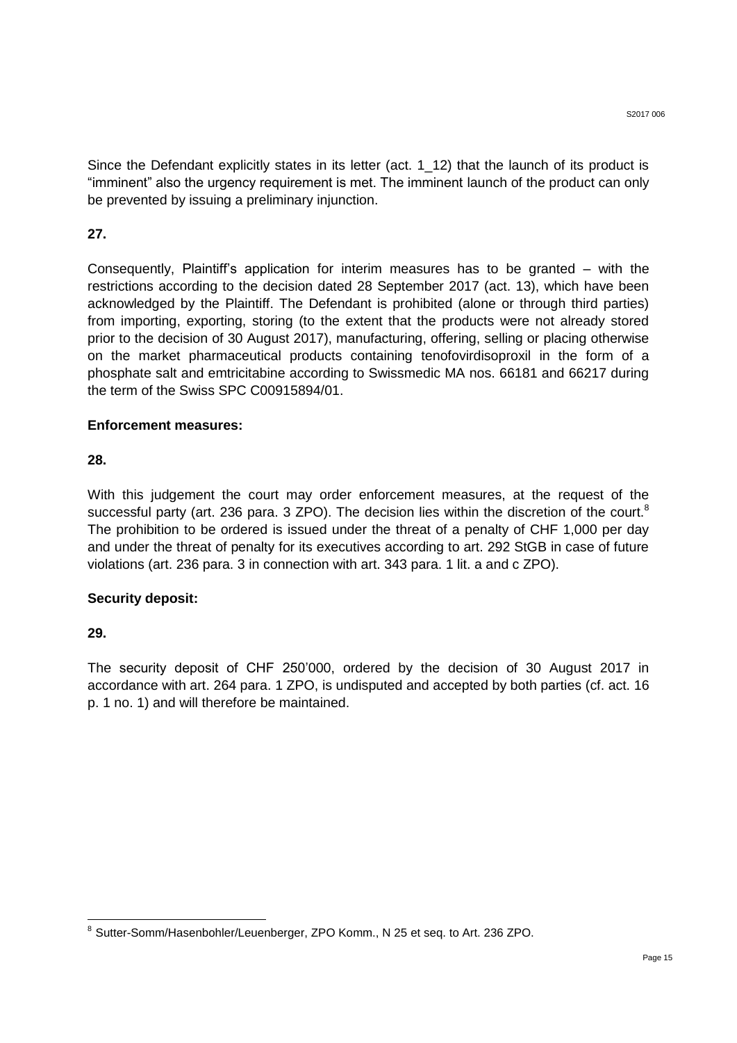Since the Defendant explicitly states in its letter (act. 1_12) that the launch of its product is "imminent" also the urgency requirement is met. The imminent launch of the product can only be prevented by issuing a preliminary injunction.

**27.**

Consequently, Plaintiff's application for interim measures has to be granted – with the restrictions according to the decision dated 28 September 2017 (act. 13), which have been acknowledged by the Plaintiff. The Defendant is prohibited (alone or through third parties) from importing, exporting, storing (to the extent that the products were not already stored prior to the decision of 30 August 2017), manufacturing, offering, selling or placing otherwise on the market pharmaceutical products containing tenofovirdisoproxil in the form of a phosphate salt and emtricitabine according to Swissmedic MA nos. 66181 and 66217 during the term of the Swiss SPC C00915894/01.

**Enforcement measures:**

**28.**

With this judgement the court may order enforcement measures, at the request of the successful party (art. 236 para. 3 ZPO). The decision lies within the discretion of the court.[8] The prohibition to be ordered is issued under the threat of a penalty of CHF 1,000 per day and under the threat of penalty for its executives according to art. 292 StGB in case of future violations (art. 236 para. 3 in connection with art. 343 para. 1 lit. a and c ZPO).

**Security deposit:**

**29.**

The security deposit of CHF 250'000, ordered by the decision of 30 August 2017 in accordance with art. 264 para. 1 ZPO, is undisputed and accepted by both parties (cf. act. 16 p. 1 no. 1) and will therefore be maintained.

---

[8] Sutter-Somm/Hasenbohler/Leuenberger, ZPO Komm., N 25 et seq. to Art. 236 ZPO.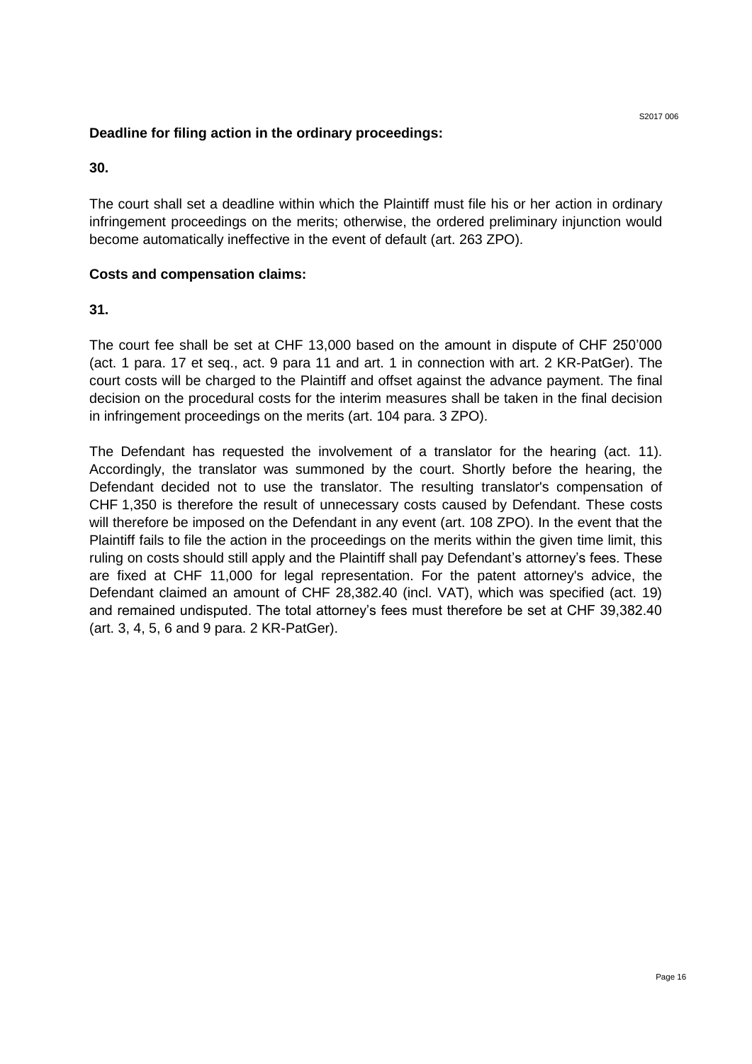**Deadline for filing action in the ordinary proceedings:**

**30.**

The court shall set a deadline within which the Plaintiff must file his or her action in ordinary infringement proceedings on the merits; otherwise, the ordered preliminary injunction would become automatically ineffective in the event of default (art. 263 ZPO).

**Costs and compensation claims:**

**31.**

The court fee shall be set at CHF 13,000 based on the amount in dispute of CHF 250'000 (act. 1 para. 17 et seq., act. 9 para 11 and art. 1 in connection with art. 2 KR-PatGer). The court costs will be charged to the Plaintiff and offset against the advance payment. The final decision on the procedural costs for the interim measures shall be taken in the final decision in infringement proceedings on the merits (art. 104 para. 3 ZPO).

The Defendant has requested the involvement of a translator for the hearing (act. 11). Accordingly, the translator was summoned by the court. Shortly before the hearing, the Defendant decided not to use the translator. The resulting translator's compensation of CHF 1,350 is therefore the result of unnecessary costs caused by Defendant. These costs will therefore be imposed on the Defendant in any event (art. 108 ZPO). In the event that the Plaintiff fails to file the action in the proceedings on the merits within the given time limit, this ruling on costs should still apply and the Plaintiff shall pay Defendant's attorney's fees. These are fixed at CHF 11,000 for legal representation. For the patent attorney's advice, the Defendant claimed an amount of CHF 28,382.40 (incl. VAT), which was specified (act. 19) and remained undisputed. The total attorney's fees must therefore be set at CHF 39,382.40 (art. 3, 4, 5, 6 and 9 para. 2 KR-PatGer).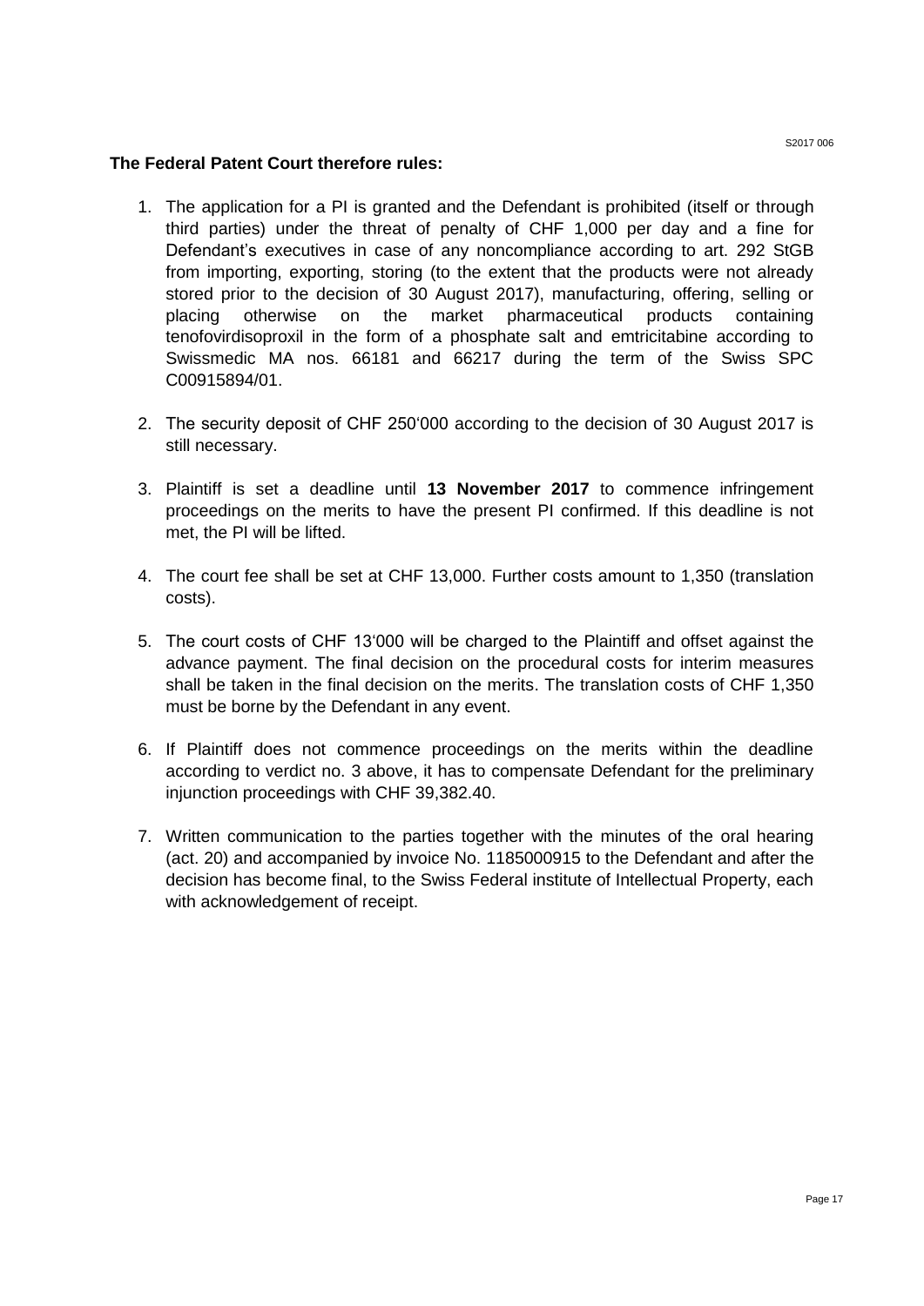**The Federal Patent Court therefore rules:**

1. The application for a PI is granted and the Defendant is prohibited (itself or through third parties) under the threat of penalty of CHF 1,000 per day and a fine for Defendant's executives in case of any noncompliance according to art. 292 StGB from importing, exporting, storing (to the extent that the products were not already stored prior to the decision of 30 August 2017), manufacturing, offering, selling or placing otherwise on the market pharmaceutical products containing tenofovirdisoproxil in the form of a phosphate salt and emtricitabine according to Swissmedic MA nos. 66181 and 66217 during the term of the Swiss SPC C00915894/01.

2. The security deposit of CHF 250'000 according to the decision of 30 August 2017 is still necessary.

3. Plaintiff is set a deadline until **13 November 2017** to commence infringement proceedings on the merits to have the present PI confirmed. If this deadline is not met, the PI will be lifted.

4. The court fee shall be set at CHF 13,000. Further costs amount to 1,350 (translation costs).

5. The court costs of CHF 13'000 will be charged to the Plaintiff and offset against the advance payment. The final decision on the procedural costs for interim measures shall be taken in the final decision on the merits. The translation costs of CHF 1,350 must be borne by the Defendant in any event.

6. If Plaintiff does not commence proceedings on the merits within the deadline according to verdict no. 3 above, it has to compensate Defendant for the preliminary injunction proceedings with CHF 39,382.40.

7. Written communication to the parties together with the minutes of the oral hearing (act. 20) and accompanied by invoice No. 1185000915 to the Defendant and after the decision has become final, to the Swiss Federal institute of Intellectual Property, each with acknowledgement of receipt.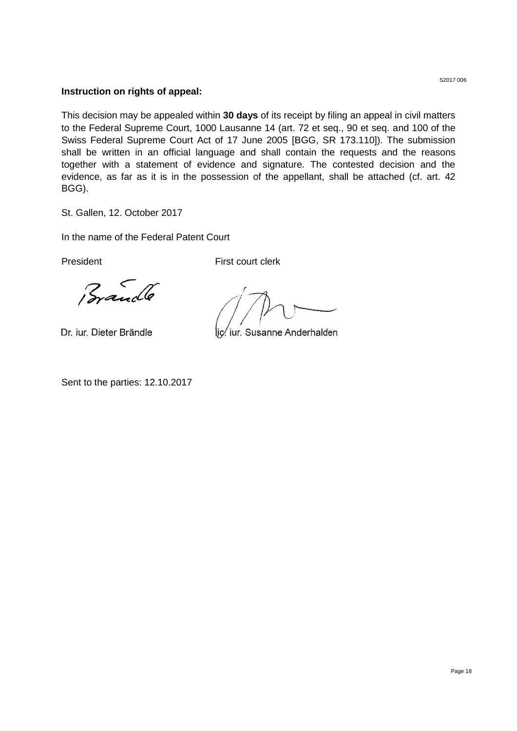**Instruction on rights of appeal:**

This decision may be appealed within **30 days** of its receipt by filing an appeal in civil matters to the Federal Supreme Court, 1000 Lausanne 14 (art. 72 et seq., 90 et seq. and 100 of the Swiss Federal Supreme Court Act of 17 June 2005 [BGG, SR 173.110]). The submission shall be written in an official language and shall contain the requests and the reasons together with a statement of evidence and signature. The contested decision and the evidence, as far as it is in the possession of the appellant, shall be attached (cf. art. 42 BGG).

St. Gallen, 12. October 2017

In the name of the Federal Patent Court

| President | First court clerk |
|---|---|
| Dr. iur. Dieter Brändle | lic. iur. Susanne Anderhalden |

Sent to the parties: 12.10.2017